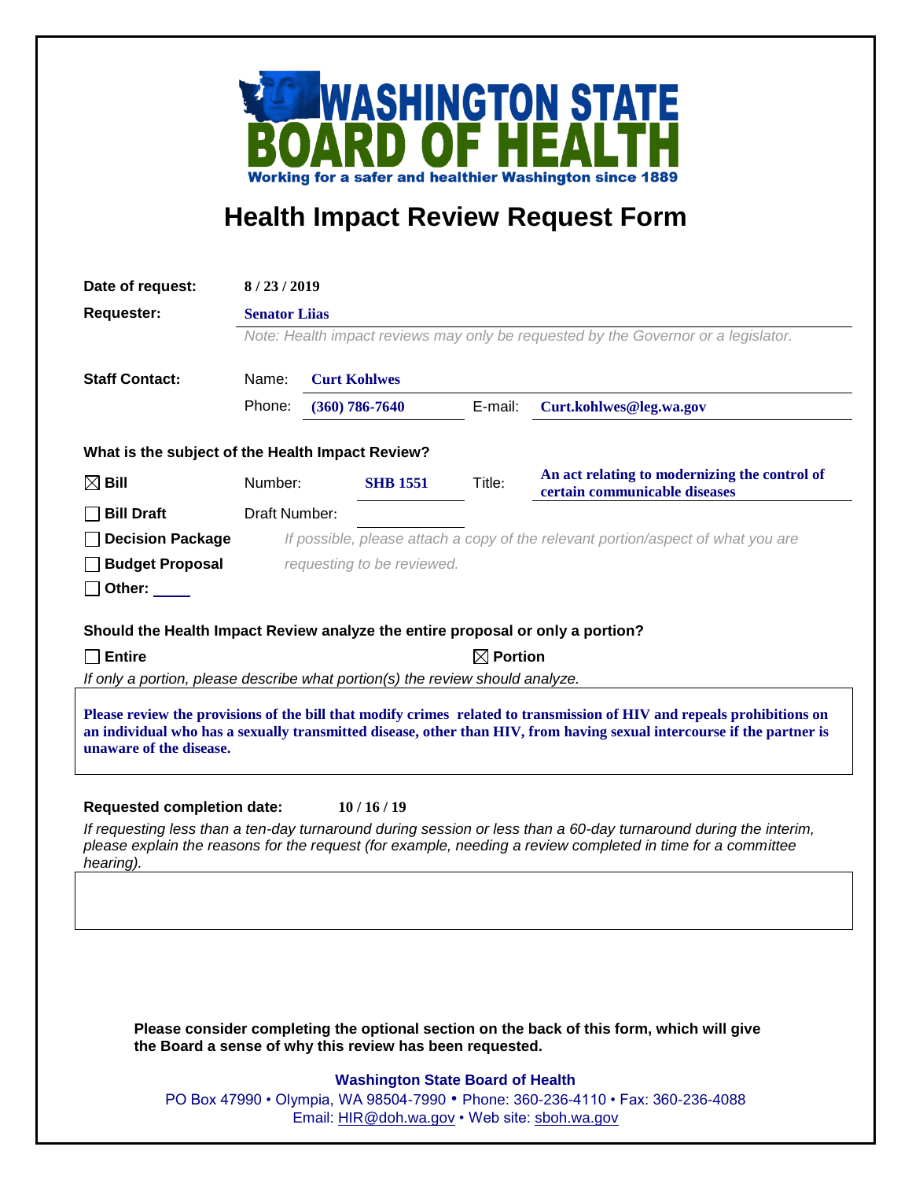# WASHINGTON STATE BOARD OF HEALTH

Working for a safer and healthier Washington since 1889

## Health Impact Review Request Form

**Date of request:** 8 / 23 / 2019

**Requester:** Senator Liias

*Note: Health impact reviews may only be requested by the Governor or a legislator.*

**Staff Contact:**

Name: Curt Kohlwes

Phone: (360) 786-7640 E-mail: Curt.kohlwes@leg.wa.gov

**What is the subject of the Health Impact Review?**

☒ **Bill** Number: **SHB 1551** Title: **An act relating to modernizing the control of certain communicable diseases**

☐ **Bill Draft** Draft Number:

☐ **Decision Package** *If possible, please attach a copy of the relevant portion/aspect of what you are*

☐ **Budget Proposal** *requesting to be reviewed.*

☐ **Other:** \_\_\_\_

**Should the Health Impact Review analyze the entire proposal or only a portion?**

☐ **Entire** ☒ **Portion**

*If only a portion, please describe what portion(s) the review should analyze.*

**Please review the provisions of the bill that modify crimes related to transmission of HIV and repeals prohibitions on an individual who has a sexually transmitted disease, other than HIV, from having sexual intercourse if the partner is unaware of the disease.**

**Requested completion date:** 10 / 16 / 19

*If requesting less than a ten-day turnaround during session or less than a 60-day turnaround during the interim, please explain the reasons for the request (for example, needing a review completed in time for a committee hearing).*

**Please consider completing the optional section on the back of this form, which will give the Board a sense of why this review has been requested.**

**Washington State Board of Health**

PO Box 47990 • Olympia, WA 98504-7990 • Phone: 360-236-4110 • Fax: 360-236-4088

Email: HIR@doh.wa.gov • Web site: sboh.wa.gov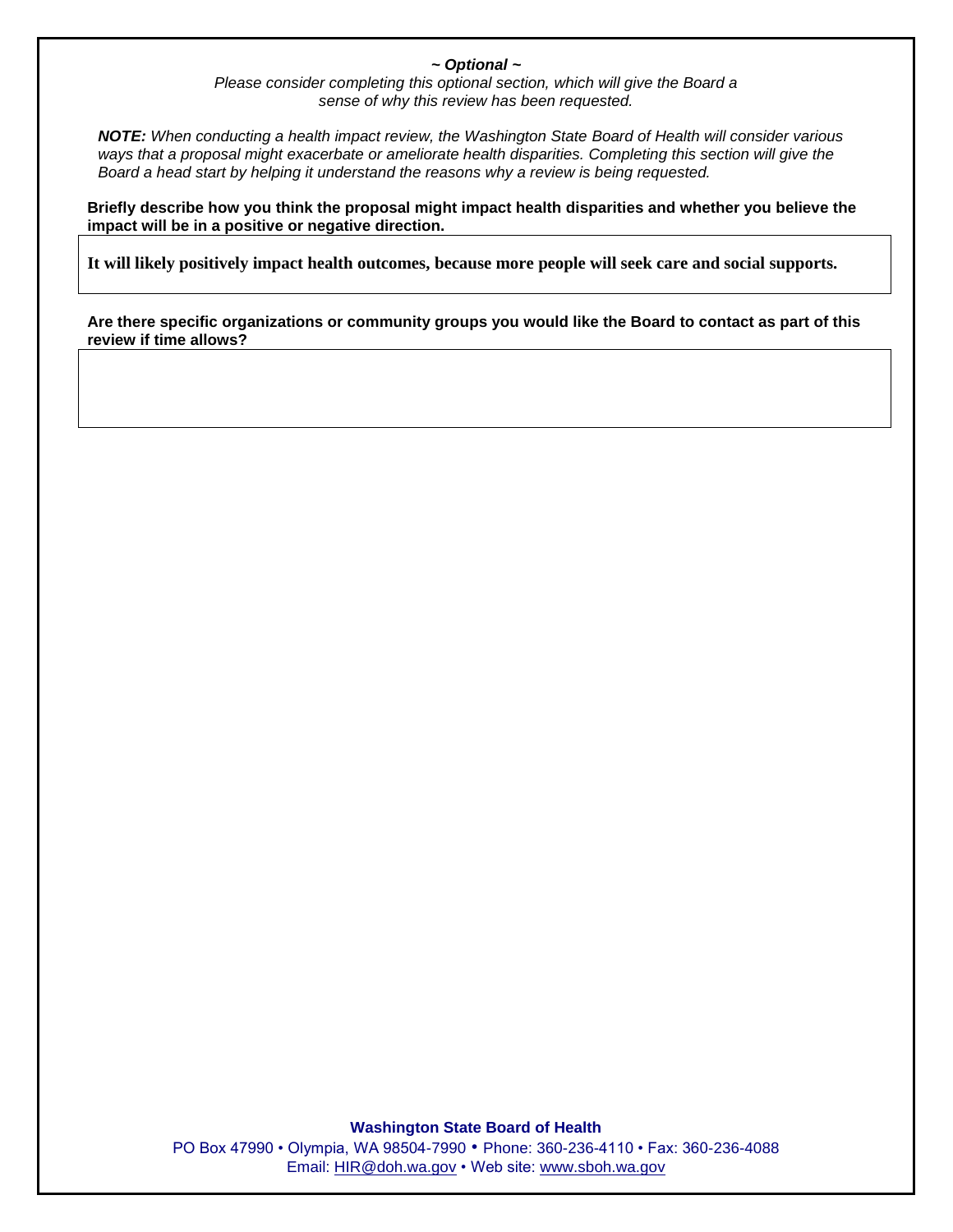***~ Optional ~***

*Please consider completing this optional section, which will give the Board a sense of why this review has been requested.*

***NOTE:*** *When conducting a health impact review, the Washington State Board of Health will consider various ways that a proposal might exacerbate or ameliorate health disparities. Completing this section will give the Board a head start by helping it understand the reasons why a review is being requested.*

**Briefly describe how you think the proposal might impact health disparities and whether you believe the impact will be in a positive or negative direction.**

**It will likely positively impact health outcomes, because more people will seek care and social supports.**

**Are there specific organizations or community groups you would like the Board to contact as part of this review if time allows?**

**Washington State Board of Health**

PO Box 47990 • Olympia, WA 98504-7990 • Phone: 360-236-4110 • Fax: 360-236-4088
Email: HIR@doh.wa.gov • Web site: www.sboh.wa.gov